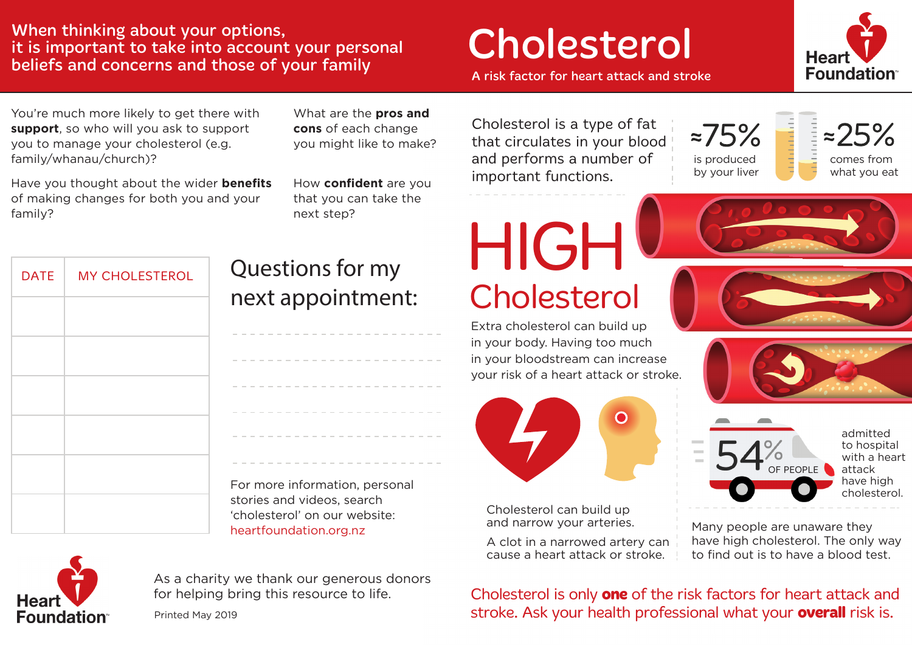When thinking about your options, it is important to take into account your personal beliefs and concerns and those of your family

# Cholesterol

A risk factor for heart attack and stroke

Heart Foundation™

You're much more likely to get there with **support**, so who will you ask to support you to manage your cholesterol (e.g. family/whanau/church)?

Have you thought about the wider **benefits** of making changes for both you and your family?

What are the **pros and cons** of each change you might like to make?

How **confident** are you that you can take the next step?

| DATE | MY CHOLESTEROL |
|---|---|
| | |
| | |
| | |
| | |
| | |
| | |

## Questions for my next appointment:

---

---

---

---

---

---

For more information, personal stories and videos, search 'cholesterol' on our website: heartfoundation.org.nz

Cholesterol is a type of fat that circulates in your blood and performs a number of important functions.

≈75% is produced by your liver

≈25% comes from what you eat

# HIGH Cholesterol

Extra cholesterol can build up in your body. Having too much in your bloodstream can increase your risk of a heart attack or stroke.

Cholesterol can build up and narrow your arteries.

A clot in a narrowed artery can cause a heart attack or stroke.

54% OF PEOPLE admitted to hospital with a heart attack have high cholesterol.

Many people are unaware they have high cholesterol. The only way to find out is to have a blood test.

Cholesterol is only **one** of the risk factors for heart attack and stroke. Ask your health professional what your **overall** risk is.

Heart Foundation™

As a charity we thank our generous donors for helping bring this resource to life.

Printed May 2019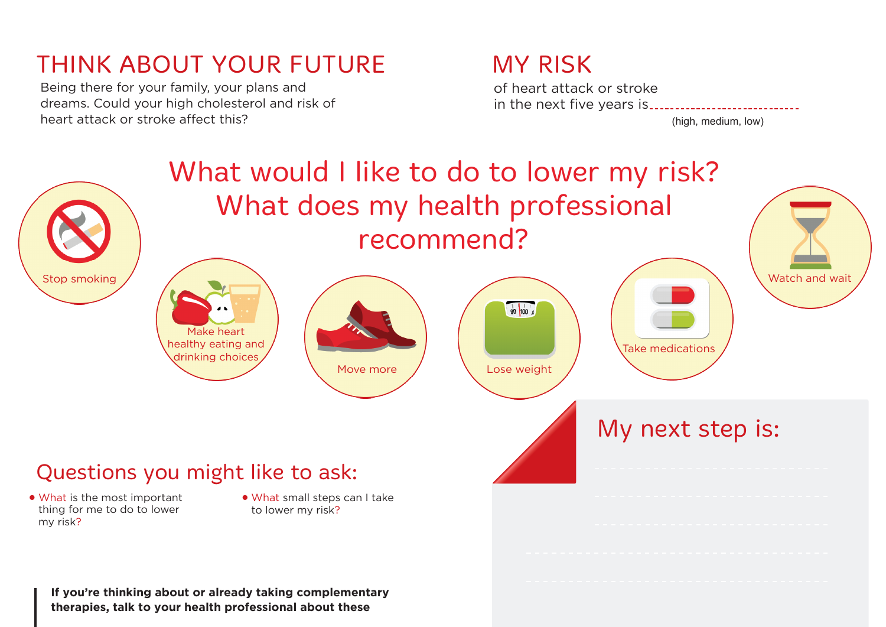## THINK ABOUT YOUR FUTURE

Being there for your family, your plans and dreams. Could your high cholesterol and risk of heart attack or stroke affect this?

## MY RISK

of heart attack or stroke in the next five years is\_\_\_\_\_\_\_\_\_\_\_\_\_\_\_\_\_\_\_\_

(high, medium, low)

# What would I like to do to lower my risk? What does my health professional recommend?

- Stop smoking
- Make heart healthy eating and drinking choices
- Move more
- Lose weight
- Take medications
- Watch and wait

## Questions you might like to ask:

- What is the most important thing for me to do to lower my risk?
- What small steps can I take to lower my risk?

**If you're thinking about or already taking complementary therapies, talk to your health professional about these**

## My next step is:

\_\_\_\_\_\_\_\_\_\_\_\_\_\_\_\_\_\_\_\_

\_\_\_\_\_\_\_\_\_\_\_\_\_\_\_\_\_\_\_\_

\_\_\_\_\_\_\_\_\_\_\_\_\_\_\_\_\_\_\_\_

\_\_\_\_\_\_\_\_\_\_\_\_\_\_\_\_\_\_\_\_

\_\_\_\_\_\_\_\_\_\_\_\_\_\_\_\_\_\_\_\_